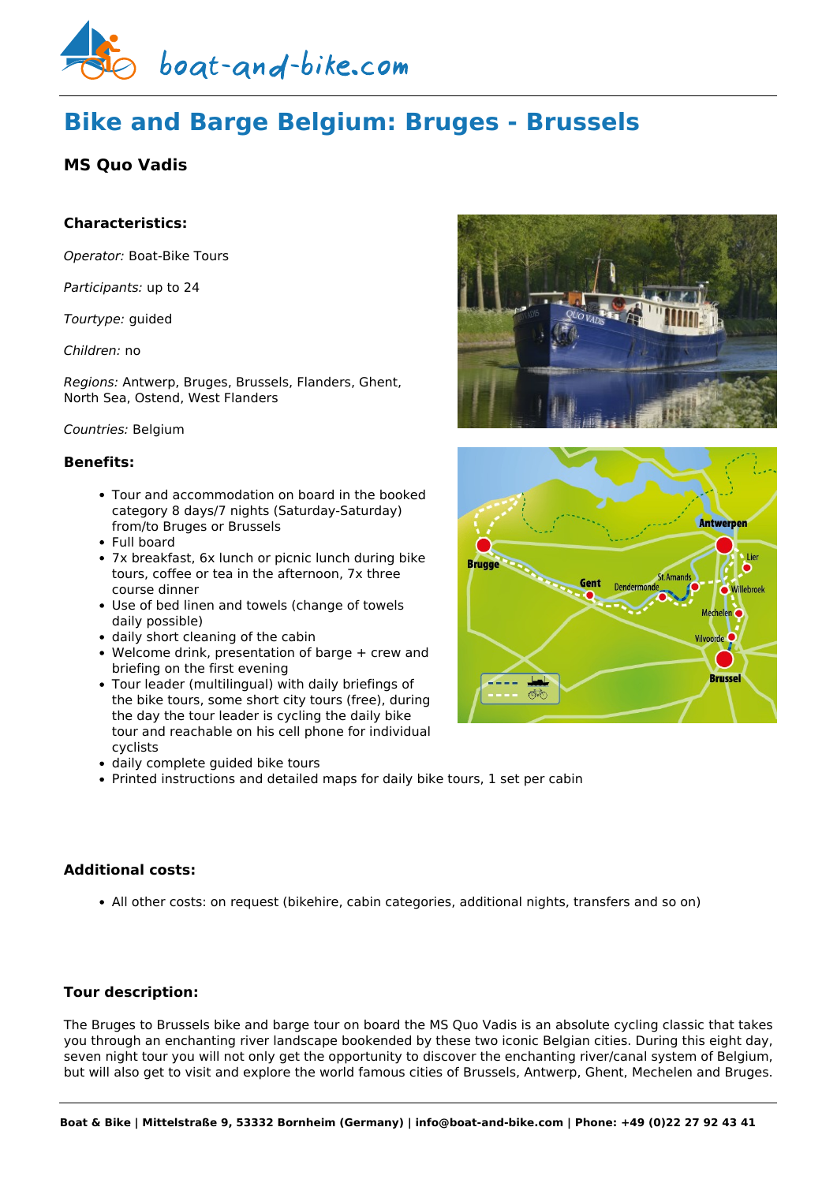# Bike and Barge Belgium: Bruges - Brussels

## MS Quo Vadis

### Characteristics:

*Operator:* Boat-Bike Tours

*Participants:* up to 24

*Tourtype:* guided

*Children:* no

*Regions:* Antwerp, Bruges, Brussels, Flanders, Ghent, North Sea, Ostend, West Flanders

*Countries:* Belgium

### Benefits:

- Tour and accommodation on board in the booked category 8 days/7 nights (Saturday-Saturday) from/to Bruges or Brussels
- Full board
- 7x breakfast, 6x lunch or picnic lunch during bike tours, coffee or tea in the afternoon, 7x three course dinner
- Use of bed linen and towels (change of towels daily possible)
- daily short cleaning of the cabin
- Welcome drink, presentation of barge + crew and briefing on the first evening
- Tour leader (multilingual) with daily briefings of the bike tours, some short city tours (free), during the day the tour leader is cycling the daily bike tour and reachable on his cell phone for individual cyclists
- daily complete guided bike tours
- Printed instructions and detailed maps for daily bike tours, 1 set per cabin

### Additional costs:

- All other costs: on request (bikehire, cabin categories, additional nights, transfers and so on)

### Tour description:

The Bruges to Brussels bike and barge tour on board the MS Quo Vadis is an absolute cycling classic that takes you through an enchanting river landscape bookended by these two iconic Belgian cities. During this eight day, seven night tour you will not only get the opportunity to discover the enchanting river/canal system of Belgium, but will also get to visit and explore the world famous cities of Brussels, Antwerp, Ghent, Mechelen and Bruges.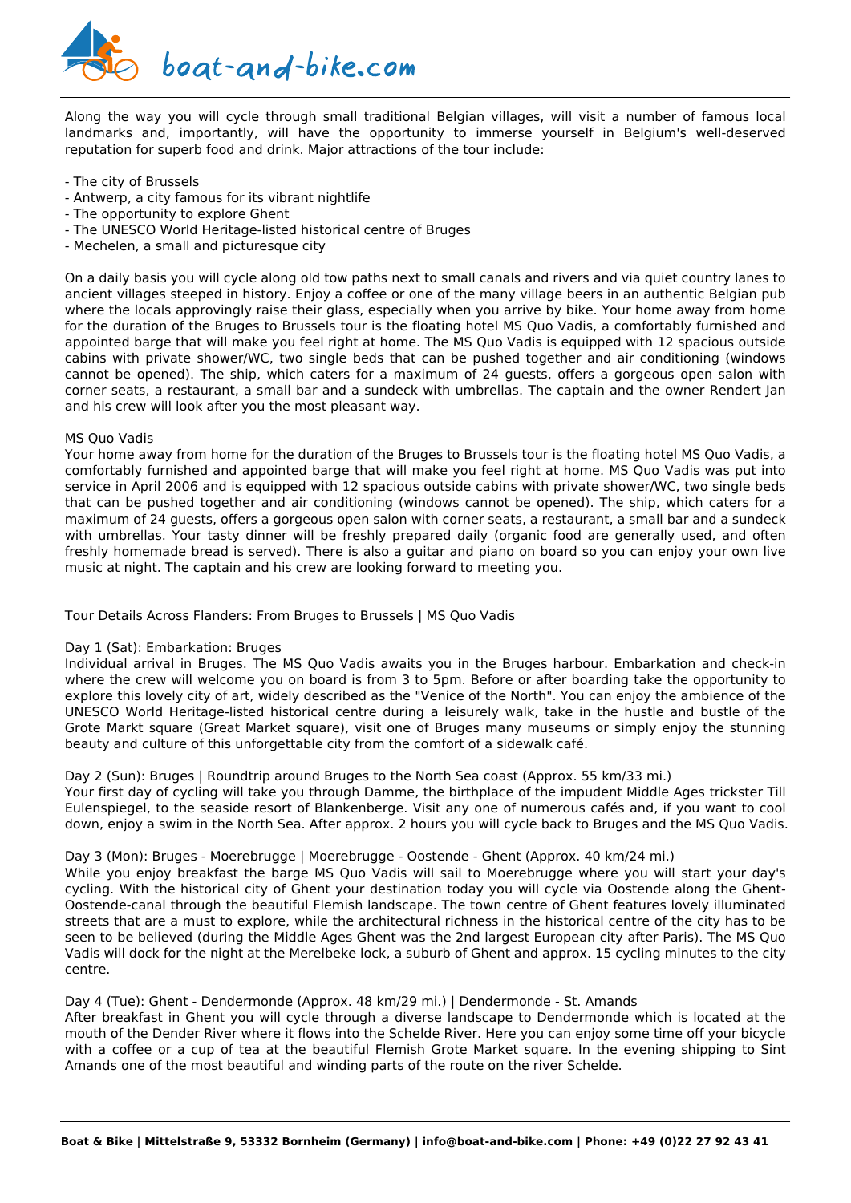Along the way you will cycle through small traditional Belgian villages, will visit a number of famous local landmarks and, importantly, will have the opportunity to immerse yourself in Belgium's well-deserved reputation for superb food and drink. Major attractions of the tour include:

- The city of Brussels
- Antwerp, a city famous for its vibrant nightlife
- The opportunity to explore Ghent
- The UNESCO World Heritage-listed historical centre of Bruges
- Mechelen, a small and picturesque city

On a daily basis you will cycle along old tow paths next to small canals and rivers and via quiet country lanes to ancient villages steeped in history. Enjoy a coffee or one of the many village beers in an authentic Belgian pub where the locals approvingly raise their glass, especially when you arrive by bike. Your home away from home for the duration of the Bruges to Brussels tour is the floating hotel MS Quo Vadis, a comfortably furnished and appointed barge that will make you feel right at home. The MS Quo Vadis is equipped with 12 spacious outside cabins with private shower/WC, two single beds that can be pushed together and air conditioning (windows cannot be opened). The ship, which caters for a maximum of 24 guests, offers a gorgeous open salon with corner seats, a restaurant, a small bar and a sundeck with umbrellas. The captain and the owner Rendert Jan and his crew will look after you the most pleasant way.

MS Quo Vadis

Your home away from home for the duration of the Bruges to Brussels tour is the floating hotel MS Quo Vadis, a comfortably furnished and appointed barge that will make you feel right at home. MS Quo Vadis was put into service in April 2006 and is equipped with 12 spacious outside cabins with private shower/WC, two single beds that can be pushed together and air conditioning (windows cannot be opened). The ship, which caters for a maximum of 24 guests, offers a gorgeous open salon with corner seats, a restaurant, a small bar and a sundeck with umbrellas. Your tasty dinner will be freshly prepared daily (organic food are generally used, and often freshly homemade bread is served). There is also a guitar and piano on board so you can enjoy your own live music at night. The captain and his crew are looking forward to meeting you.

Tour Details Across Flanders: From Bruges to Brussels | MS Quo Vadis

Day 1 (Sat): Embarkation: Bruges

Individual arrival in Bruges. The MS Quo Vadis awaits you in the Bruges harbour. Embarkation and check-in where the crew will welcome you on board is from 3 to 5pm. Before or after boarding take the opportunity to explore this lovely city of art, widely described as the "Venice of the North". You can enjoy the ambience of the UNESCO World Heritage-listed historical centre during a leisurely walk, take in the hustle and bustle of the Grote Markt square (Great Market square), visit one of Bruges many museums or simply enjoy the stunning beauty and culture of this unforgettable city from the comfort of a sidewalk café.

Day 2 (Sun): Bruges | Roundtrip around Bruges to the North Sea coast (Approx. 55 km/33 mi.)

Your first day of cycling will take you through Damme, the birthplace of the impudent Middle Ages trickster Till Eulenspiegel, to the seaside resort of Blankenberge. Visit any one of numerous cafés and, if you want to cool down, enjoy a swim in the North Sea. After approx. 2 hours you will cycle back to Bruges and the MS Quo Vadis.

Day 3 (Mon): Bruges - Moerebrugge | Moerebrugge - Oostende - Ghent (Approx. 40 km/24 mi.)

While you enjoy breakfast the barge MS Quo Vadis will sail to Moerebrugge where you will start your day's cycling. With the historical city of Ghent your destination today you will cycle via Oostende along the Ghent-Oostende-canal through the beautiful Flemish landscape. The town centre of Ghent features lovely illuminated streets that are a must to explore, while the architectural richness in the historical centre of the city has to be seen to be believed (during the Middle Ages Ghent was the 2nd largest European city after Paris). The MS Quo Vadis will dock for the night at the Merelbeke lock, a suburb of Ghent and approx. 15 cycling minutes to the city centre.

Day 4 (Tue): Ghent - Dendermonde (Approx. 48 km/29 mi.) | Dendermonde - St. Amands

After breakfast in Ghent you will cycle through a diverse landscape to Dendermonde which is located at the mouth of the Dender River where it flows into the Schelde River. Here you can enjoy some time off your bicycle with a coffee or a cup of tea at the beautiful Flemish Grote Market square. In the evening shipping to Sint Amands one of the most beautiful and winding parts of the route on the river Schelde.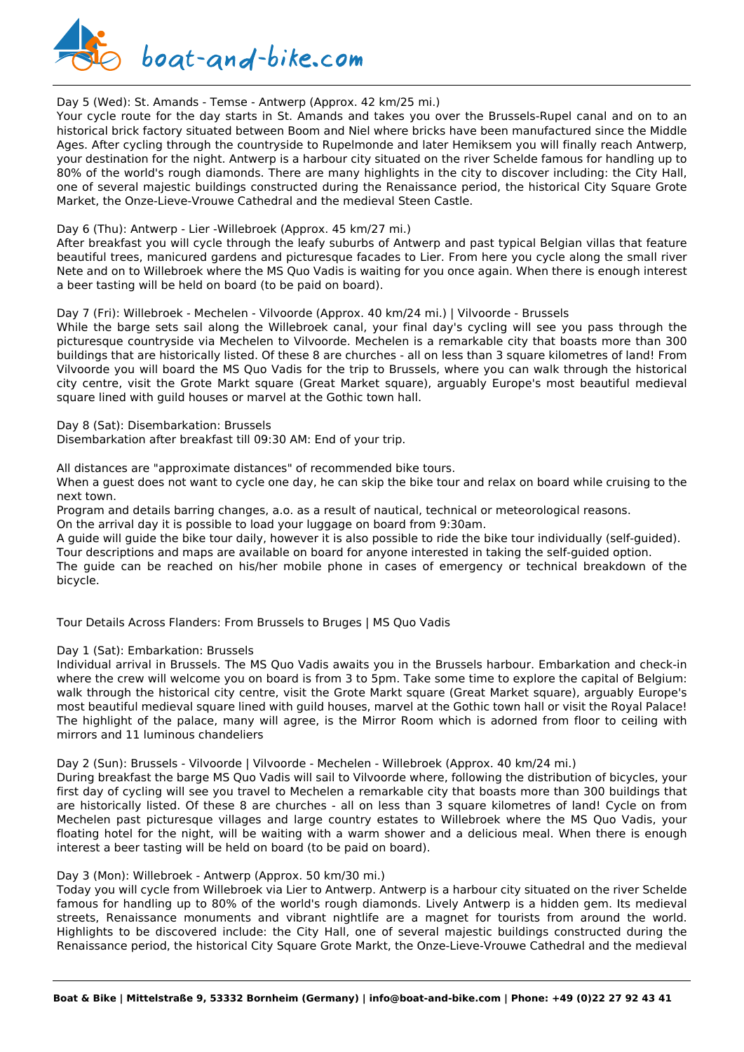Day 5 (Wed): St. Amands - Temse - Antwerp (Approx. 42 km/25 mi.)
Your cycle route for the day starts in St. Amands and takes you over the Brussels-Rupel canal and on to an historical brick factory situated between Boom and Niel where bricks have been manufactured since the Middle Ages. After cycling through the countryside to Rupelmonde and later Hemiksem you will finally reach Antwerp, your destination for the night. Antwerp is a harbour city situated on the river Schelde famous for handling up to 80% of the world's rough diamonds. There are many highlights in the city to discover including: the City Hall, one of several majestic buildings constructed during the Renaissance period, the historical City Square Grote Market, the Onze-Lieve-Vrouwe Cathedral and the medieval Steen Castle.

Day 6 (Thu): Antwerp - Lier -Willebroek (Approx. 45 km/27 mi.)
After breakfast you will cycle through the leafy suburbs of Antwerp and past typical Belgian villas that feature beautiful trees, manicured gardens and picturesque facades to Lier. From here you cycle along the small river Nete and on to Willebroek where the MS Quo Vadis is waiting for you once again. When there is enough interest a beer tasting will be held on board (to be paid on board).

Day 7 (Fri): Willebroek - Mechelen - Vilvoorde (Approx. 40 km/24 mi.) | Vilvoorde - Brussels
While the barge sets sail along the Willebroek canal, your final day's cycling will see you pass through the picturesque countryside via Mechelen to Vilvoorde. Mechelen is a remarkable city that boasts more than 300 buildings that are historically listed. Of these 8 are churches - all on less than 3 square kilometres of land! From Vilvoorde you will board the MS Quo Vadis for the trip to Brussels, where you can walk through the historical city centre, visit the Grote Markt square (Great Market square), arguably Europe's most beautiful medieval square lined with guild houses or marvel at the Gothic town hall.

Day 8 (Sat): Disembarkation: Brussels
Disembarkation after breakfast till 09:30 AM: End of your trip.

All distances are "approximate distances" of recommended bike tours.
When a guest does not want to cycle one day, he can skip the bike tour and relax on board while cruising to the next town.
Program and details barring changes, a.o. as a result of nautical, technical or meteorological reasons.
On the arrival day it is possible to load your luggage on board from 9:30am.
A guide will guide the bike tour daily, however it is also possible to ride the bike tour individually (self-guided).
Tour descriptions and maps are available on board for anyone interested in taking the self-guided option.
The guide can be reached on his/her mobile phone in cases of emergency or technical breakdown of the bicycle.

Tour Details Across Flanders: From Brussels to Bruges | MS Quo Vadis

Day 1 (Sat): Embarkation: Brussels
Individual arrival in Brussels. The MS Quo Vadis awaits you in the Brussels harbour. Embarkation and check-in where the crew will welcome you on board is from 3 to 5pm. Take some time to explore the capital of Belgium: walk through the historical city centre, visit the Grote Markt square (Great Market square), arguably Europe's most beautiful medieval square lined with guild houses, marvel at the Gothic town hall or visit the Royal Palace! The highlight of the palace, many will agree, is the Mirror Room which is adorned from floor to ceiling with mirrors and 11 luminous chandeliers

Day 2 (Sun): Brussels - Vilvoorde | Vilvoorde - Mechelen - Willebroek (Approx. 40 km/24 mi.)
During breakfast the barge MS Quo Vadis will sail to Vilvoorde where, following the distribution of bicycles, your first day of cycling will see you travel to Mechelen a remarkable city that boasts more than 300 buildings that are historically listed. Of these 8 are churches - all on less than 3 square kilometres of land! Cycle on from Mechelen past picturesque villages and large country estates to Willebroek where the MS Quo Vadis, your floating hotel for the night, will be waiting with a warm shower and a delicious meal. When there is enough interest a beer tasting will be held on board (to be paid on board).

Day 3 (Mon): Willebroek - Antwerp (Approx. 50 km/30 mi.)
Today you will cycle from Willebroek via Lier to Antwerp. Antwerp is a harbour city situated on the river Schelde famous for handling up to 80% of the world's rough diamonds. Lively Antwerp is a hidden gem. Its medieval streets, Renaissance monuments and vibrant nightlife are a magnet for tourists from around the world. Highlights to be discovered include: the City Hall, one of several majestic buildings constructed during the Renaissance period, the historical City Square Grote Markt, the Onze-Lieve-Vrouwe Cathedral and the medieval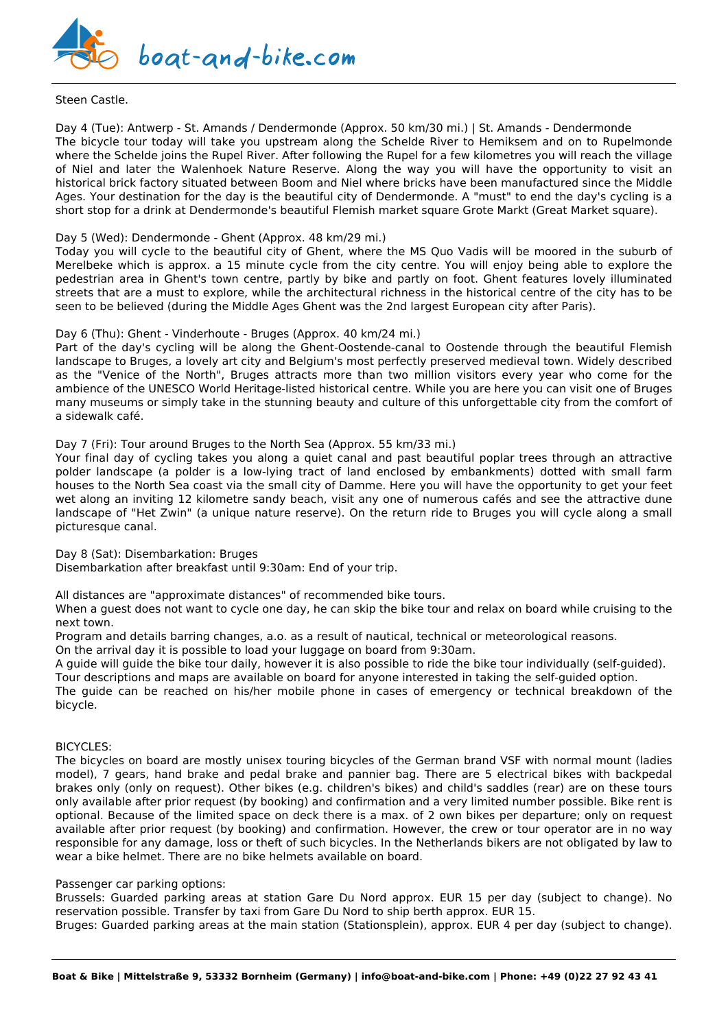Steen Castle.

Day 4 (Tue): Antwerp - St. Amands / Dendermonde (Approx. 50 km/30 mi.) | St. Amands - Dendermonde
The bicycle tour today will take you upstream along the Schelde River to Hemiksem and on to Rupelmonde where the Schelde joins the Rupel River. After following the Rupel for a few kilometres you will reach the village of Niel and later the Walenhoek Nature Reserve. Along the way you will have the opportunity to visit an historical brick factory situated between Boom and Niel where bricks have been manufactured since the Middle Ages. Your destination for the day is the beautiful city of Dendermonde. A "must" to end the day's cycling is a short stop for a drink at Dendermonde's beautiful Flemish market square Grote Markt (Great Market square).

Day 5 (Wed): Dendermonde - Ghent (Approx. 48 km/29 mi.)
Today you will cycle to the beautiful city of Ghent, where the MS Quo Vadis will be moored in the suburb of Merelbeke which is approx. a 15 minute cycle from the city centre. You will enjoy being able to explore the pedestrian area in Ghent's town centre, partly by bike and partly on foot. Ghent features lovely illuminated streets that are a must to explore, while the architectural richness in the historical centre of the city has to be seen to be believed (during the Middle Ages Ghent was the 2nd largest European city after Paris).

Day 6 (Thu): Ghent - Vinderhoute - Bruges (Approx. 40 km/24 mi.)
Part of the day's cycling will be along the Ghent-Oostende-canal to Oostende through the beautiful Flemish landscape to Bruges, a lovely art city and Belgium's most perfectly preserved medieval town. Widely described as the "Venice of the North", Bruges attracts more than two million visitors every year who come for the ambience of the UNESCO World Heritage-listed historical centre. While you are here you can visit one of Bruges many museums or simply take in the stunning beauty and culture of this unforgettable city from the comfort of a sidewalk café.

Day 7 (Fri): Tour around Bruges to the North Sea (Approx. 55 km/33 mi.)
Your final day of cycling takes you along a quiet canal and past beautiful poplar trees through an attractive polder landscape (a polder is a low-lying tract of land enclosed by embankments) dotted with small farm houses to the North Sea coast via the small city of Damme. Here you will have the opportunity to get your feet wet along an inviting 12 kilometre sandy beach, visit any one of numerous cafés and see the attractive dune landscape of "Het Zwin" (a unique nature reserve). On the return ride to Bruges you will cycle along a small picturesque canal.

Day 8 (Sat): Disembarkation: Bruges
Disembarkation after breakfast until 9:30am: End of your trip.

All distances are "approximate distances" of recommended bike tours.
When a guest does not want to cycle one day, he can skip the bike tour and relax on board while cruising to the next town.
Program and details barring changes, a.o. as a result of nautical, technical or meteorological reasons.
On the arrival day it is possible to load your luggage on board from 9:30am.
A guide will guide the bike tour daily, however it is also possible to ride the bike tour individually (self-guided).
Tour descriptions and maps are available on board for anyone interested in taking the self-guided option.
The guide can be reached on his/her mobile phone in cases of emergency or technical breakdown of the bicycle.

BICYCLES:
The bicycles on board are mostly unisex touring bicycles of the German brand VSF with normal mount (ladies model), 7 gears, hand brake and pedal brake and pannier bag. There are 5 electrical bikes with backpedal brakes only (only on request). Other bikes (e.g. children's bikes) and child's saddles (rear) are on these tours only available after prior request (by booking) and confirmation and a very limited number possible. Bike rent is optional. Because of the limited space on deck there is a max. of 2 own bikes per departure; only on request available after prior request (by booking) and confirmation. However, the crew or tour operator are in no way responsible for any damage, loss or theft of such bicycles. In the Netherlands bikers are not obligated by law to wear a bike helmet. There are no bike helmets available on board.

Passenger car parking options:
Brussels: Guarded parking areas at station Gare Du Nord approx. EUR 15 per day (subject to change). No reservation possible. Transfer by taxi from Gare Du Nord to ship berth approx. EUR 15.
Bruges: Guarded parking areas at the main station (Stationsplein), approx. EUR 4 per day (subject to change).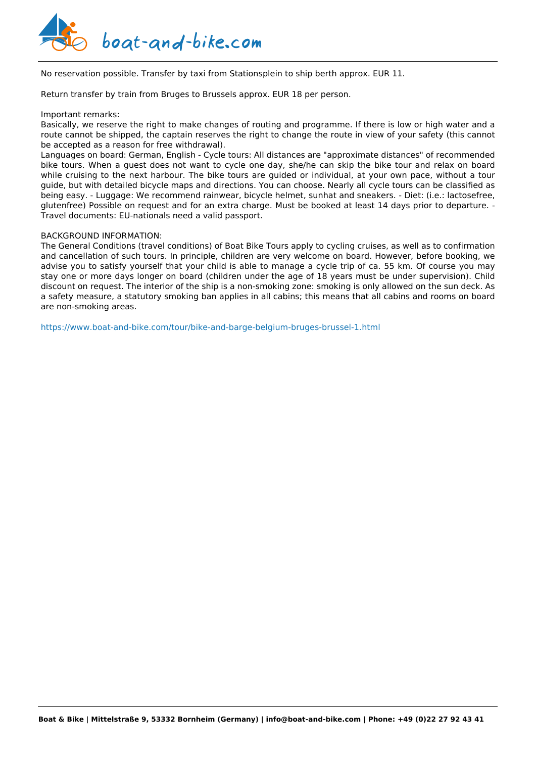No reservation possible. Transfer by taxi from Stationsplein to ship berth approx. EUR 11.

Return transfer by train from Bruges to Brussels approx. EUR 18 per person.

Important remarks:
Basically, we reserve the right to make changes of routing and programme. If there is low or high water and a route cannot be shipped, the captain reserves the right to change the route in view of your safety (this cannot be accepted as a reason for free withdrawal).
Languages on board: German, English - Cycle tours: All distances are "approximate distances" of recommended bike tours. When a guest does not want to cycle one day, she/he can skip the bike tour and relax on board while cruising to the next harbour. The bike tours are guided or individual, at your own pace, without a tour guide, but with detailed bicycle maps and directions. You can choose. Nearly all cycle tours can be classified as being easy. - Luggage: We recommend rainwear, bicycle helmet, sunhat and sneakers. - Diet: (i.e.: lactosefree, glutenfree) Possible on request and for an extra charge. Must be booked at least 14 days prior to departure. - Travel documents: EU-nationals need a valid passport.

BACKGROUND INFORMATION:
The General Conditions (travel conditions) of Boat Bike Tours apply to cycling cruises, as well as to confirmation and cancellation of such tours. In principle, children are very welcome on board. However, before booking, we advise you to satisfy yourself that your child is able to manage a cycle trip of ca. 55 km. Of course you may stay one or more days longer on board (children under the age of 18 years must be under supervision). Child discount on request. The interior of the ship is a non-smoking zone: smoking is only allowed on the sun deck. As a safety measure, a statutory smoking ban applies in all cabins; this means that all cabins and rooms on board are non-smoking areas.

https://www.boat-and-bike.com/tour/bike-and-barge-belgium-bruges-brussel-1.html